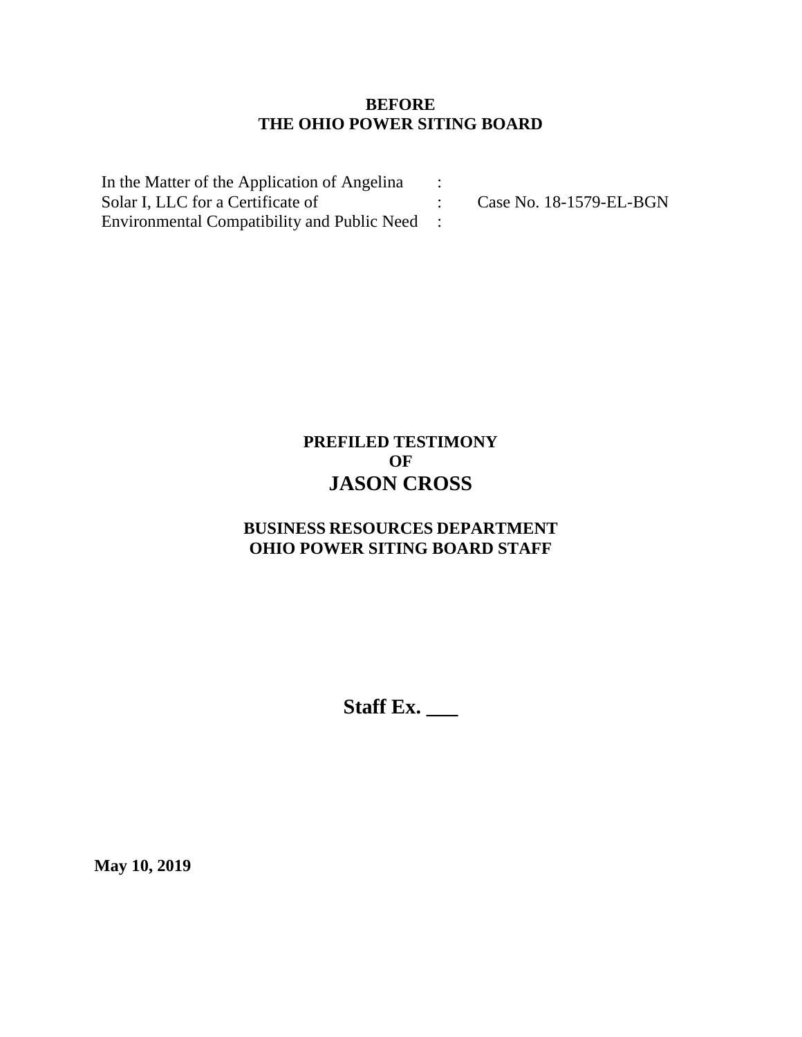**BEFORE**
**THE OHIO POWER SITING BOARD**

| | | |
|---|---|---|
| In the Matter of the Application of Angelina | : | |
| Solar I, LLC for a Certificate of | : | Case No. 18-1579-EL-BGN |
| Environmental Compatibility and Public Need | : | |

**PREFILED TESTIMONY**
**OF**
**JASON CROSS**

**BUSINESS RESOURCES DEPARTMENT**
**OHIO POWER SITING BOARD STAFF**

**Staff Ex. \_\_\_**

**May 10, 2019**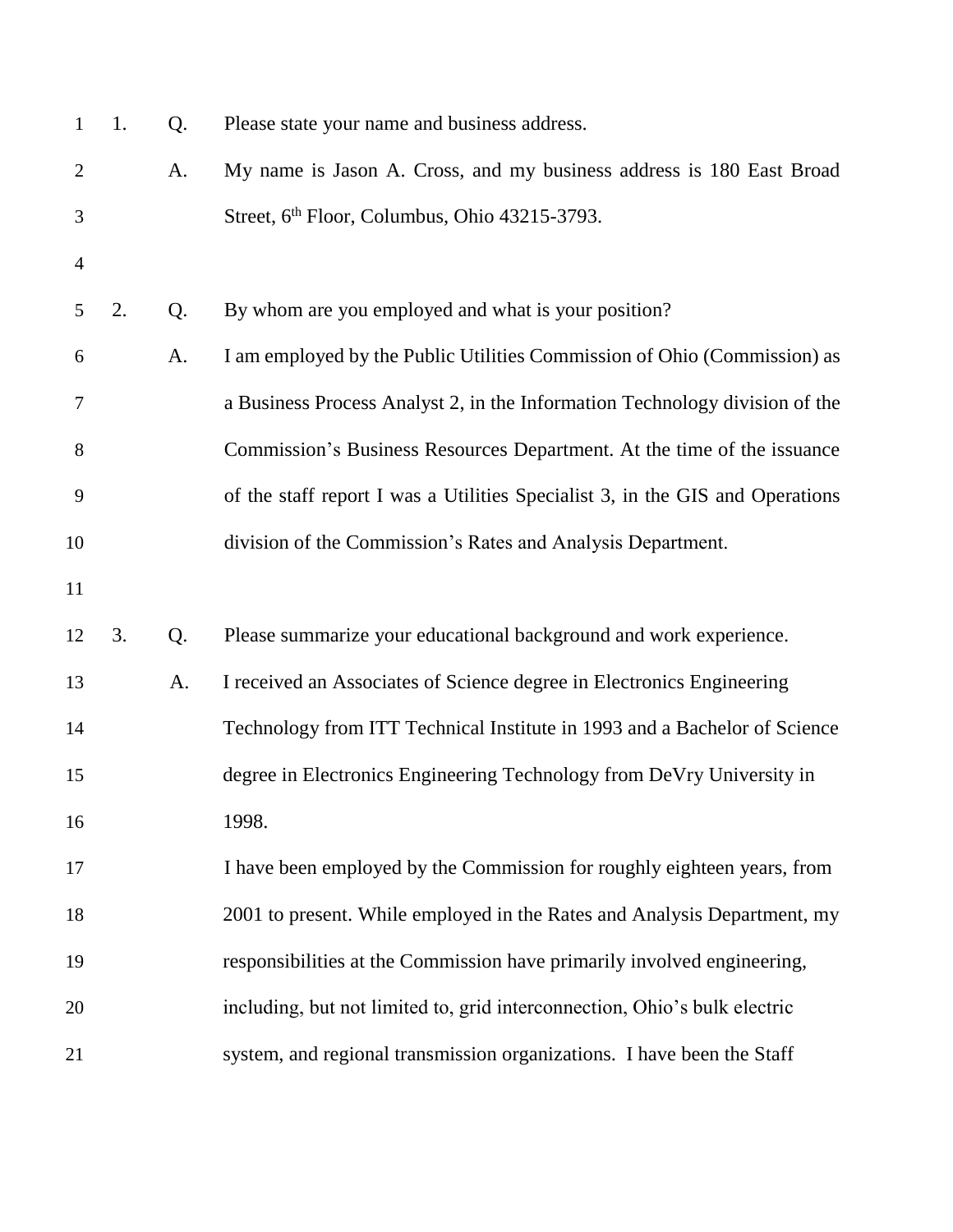1. Q. Please state your name and business address.

A. My name is Jason A. Cross, and my business address is 180 East Broad Street, 6th Floor, Columbus, Ohio 43215-3793.

2. Q. By whom are you employed and what is your position?

A. I am employed by the Public Utilities Commission of Ohio (Commission) as a Business Process Analyst 2, in the Information Technology division of the Commission's Business Resources Department. At the time of the issuance of the staff report I was a Utilities Specialist 3, in the GIS and Operations division of the Commission's Rates and Analysis Department.

3. Q. Please summarize your educational background and work experience.

A. I received an Associates of Science degree in Electronics Engineering Technology from ITT Technical Institute in 1993 and a Bachelor of Science degree in Electronics Engineering Technology from DeVry University in 1998.

I have been employed by the Commission for roughly eighteen years, from 2001 to present. While employed in the Rates and Analysis Department, my responsibilities at the Commission have primarily involved engineering, including, but not limited to, grid interconnection, Ohio's bulk electric system, and regional transmission organizations. I have been the Staff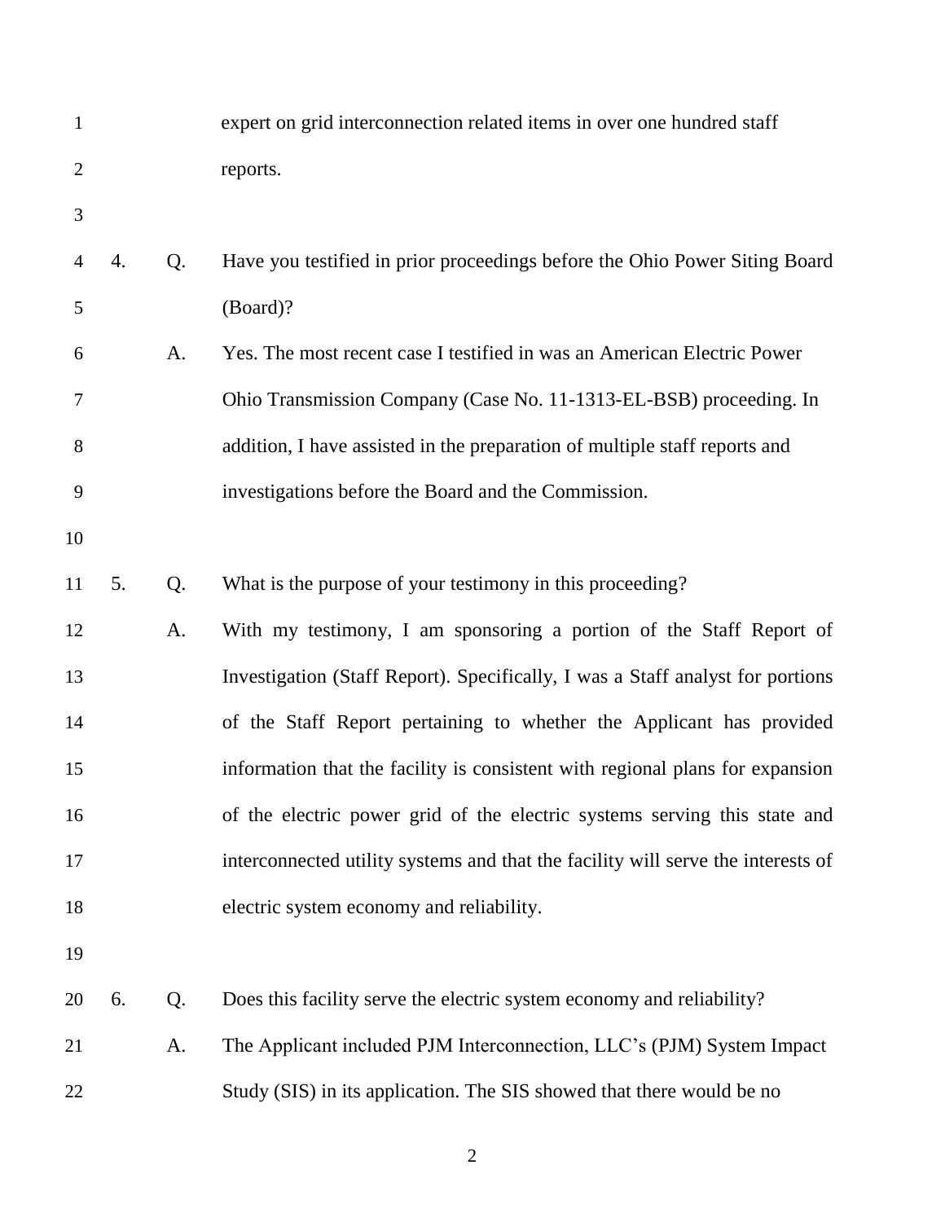expert on grid interconnection related items in over one hundred staff reports.

4. Q. Have you testified in prior proceedings before the Ohio Power Siting Board (Board)?

A. Yes. The most recent case I testified in was an American Electric Power Ohio Transmission Company (Case No. 11-1313-EL-BSB) proceeding. In addition, I have assisted in the preparation of multiple staff reports and investigations before the Board and the Commission.

5. Q. What is the purpose of your testimony in this proceeding?

A. With my testimony, I am sponsoring a portion of the Staff Report of Investigation (Staff Report). Specifically, I was a Staff analyst for portions of the Staff Report pertaining to whether the Applicant has provided information that the facility is consistent with regional plans for expansion of the electric power grid of the electric systems serving this state and interconnected utility systems and that the facility will serve the interests of electric system economy and reliability.

6. Q. Does this facility serve the electric system economy and reliability?

A. The Applicant included PJM Interconnection, LLC's (PJM) System Impact Study (SIS) in its application. The SIS showed that there would be no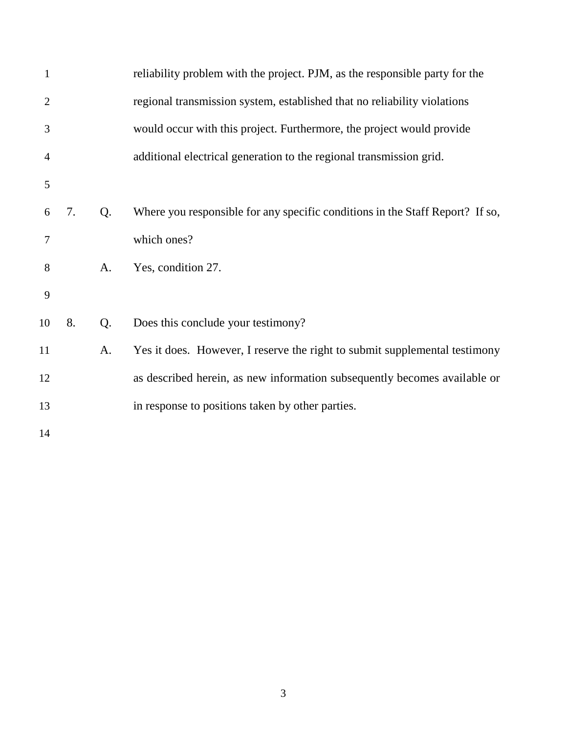reliability problem with the project. PJM, as the responsible party for the regional transmission system, established that no reliability violations would occur with this project. Furthermore, the project would provide additional electrical generation to the regional transmission grid.

7. Q. Where you responsible for any specific conditions in the Staff Report? If so, which ones?

A. Yes, condition 27.

8. Q. Does this conclude your testimony?

A. Yes it does. However, I reserve the right to submit supplemental testimony as described herein, as new information subsequently becomes available or in response to positions taken by other parties.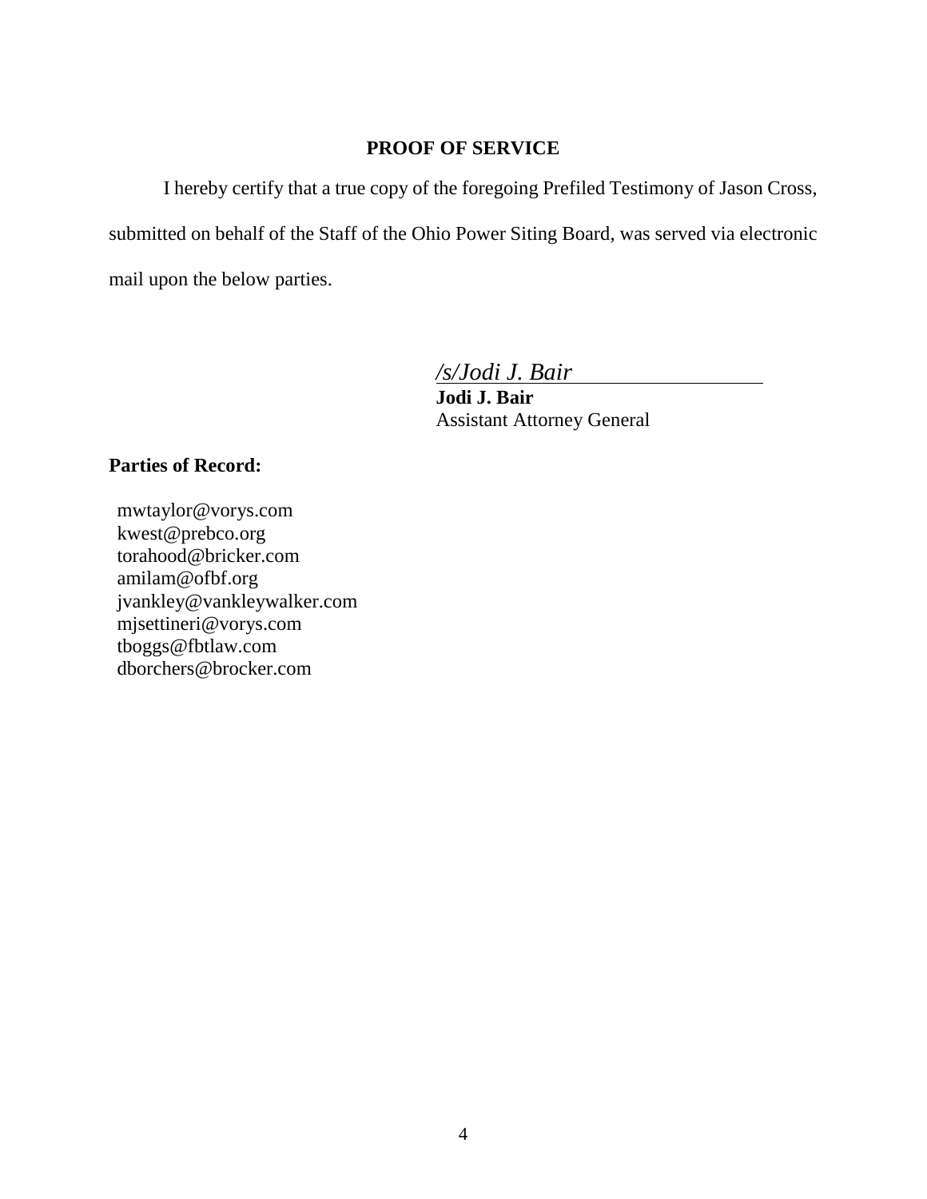## PROOF OF SERVICE

I hereby certify that a true copy of the foregoing Prefiled Testimony of Jason Cross, submitted on behalf of the Staff of the Ohio Power Siting Board, was served via electronic mail upon the below parties.

*/s/Jodi J. Bair*

**Jodi J. Bair**
Assistant Attorney General

**Parties of Record:**

mwtaylor@vorys.com
kwest@prebco.org
torahood@bricker.com
amilam@ofbf.org
jvankley@vankleywalker.com
mjsettineri@vorys.com
tboggs@fbtlaw.com
dborchers@brocker.com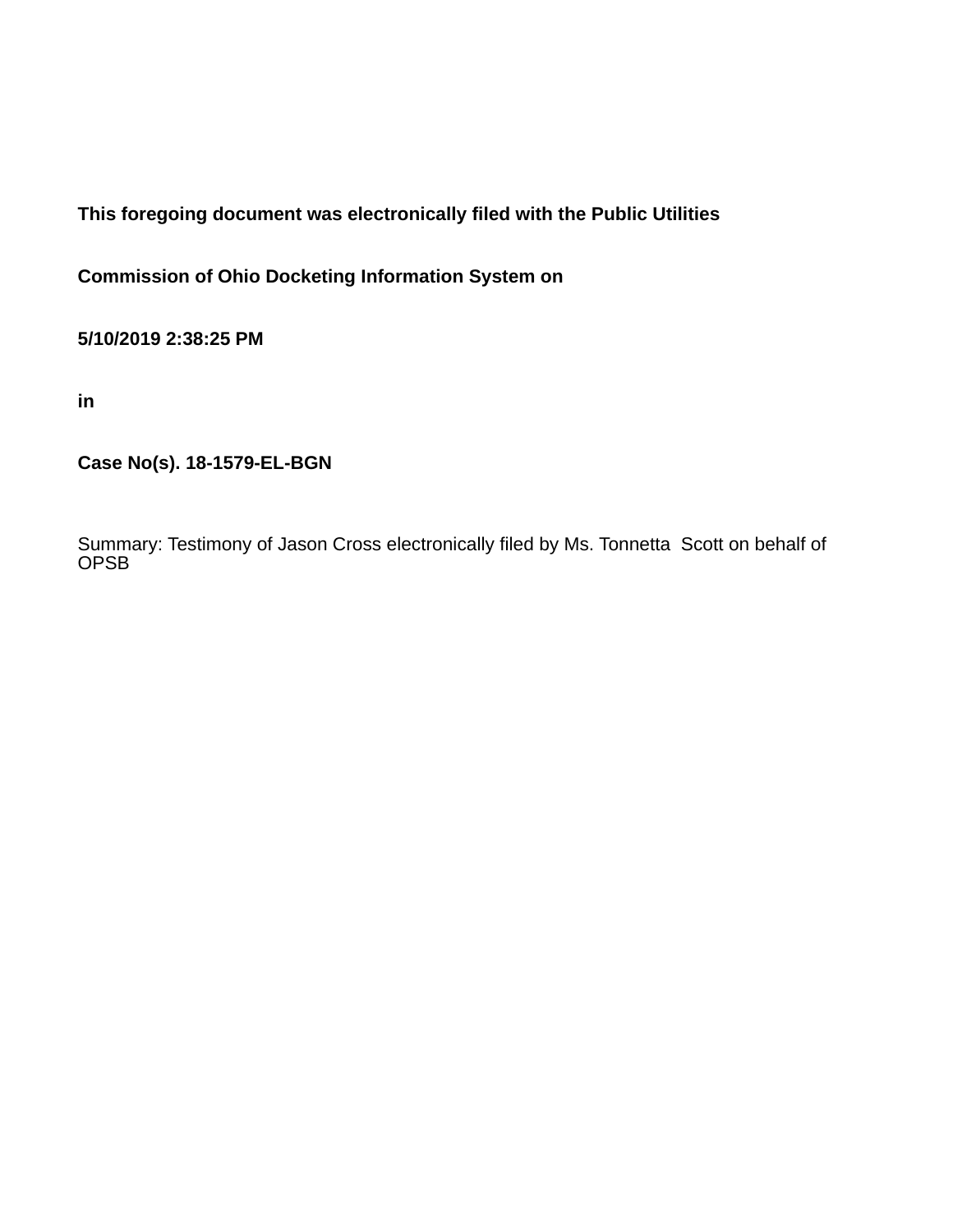**This foregoing document was electronically filed with the Public Utilities**

**Commission of Ohio Docketing Information System on**

**5/10/2019 2:38:25 PM**

**in**

**Case No(s). 18-1579-EL-BGN**

Summary: Testimony of Jason Cross electronically filed by Ms. Tonnetta  Scott on behalf of OPSB